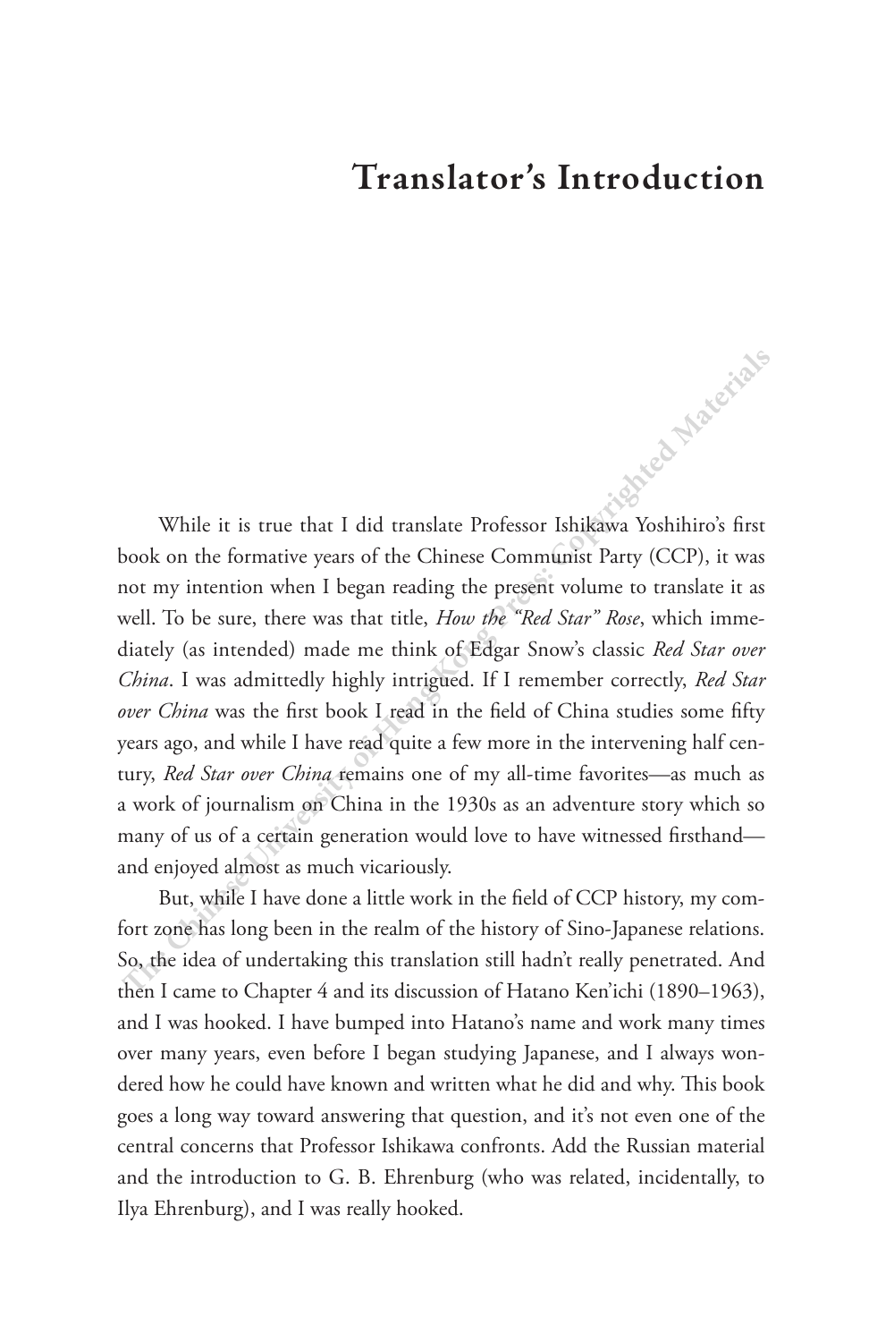# Translator's Introduction

While it is true that I did translate Professor Ishikawa Yoshihiro's first book on the formative years of the Chinese Communist Party (CCP), it was not my intention when I began reading the present volume to translate it as well. To be sure, there was that title, *How the "Red Star" Rose*, which immediately (as intended) made me think of Edgar Snow's classic *Red Star over China*. I was admittedly highly intrigued. If I remember correctly, *Red Star over China* was the first book I read in the field of China studies some fifty years ago, and while I have read quite a few more in the intervening half century, *Red Star over China* remains one of my all-time favorites—as much as a work of journalism on China in the 1930s as an adventure story which so many of us of a certain generation would love to have witnessed firsthand—and enjoyed almost as much vicariously.

But, while I have done a little work in the field of CCP history, my comfort zone has long been in the realm of the history of Sino-Japanese relations. So, the idea of undertaking this translation still hadn't really penetrated. And then I came to Chapter 4 and its discussion of Hatano Ken'ichi (1890–1963), and I was hooked. I have bumped into Hatano's name and work many times over many years, even before I began studying Japanese, and I always wondered how he could have known and written what he did and why. This book goes a long way toward answering that question, and it's not even one of the central concerns that Professor Ishikawa confronts. Add the Russian material and the introduction to G. B. Ehrenburg (who was related, incidentally, to Ilya Ehrenburg), and I was really hooked.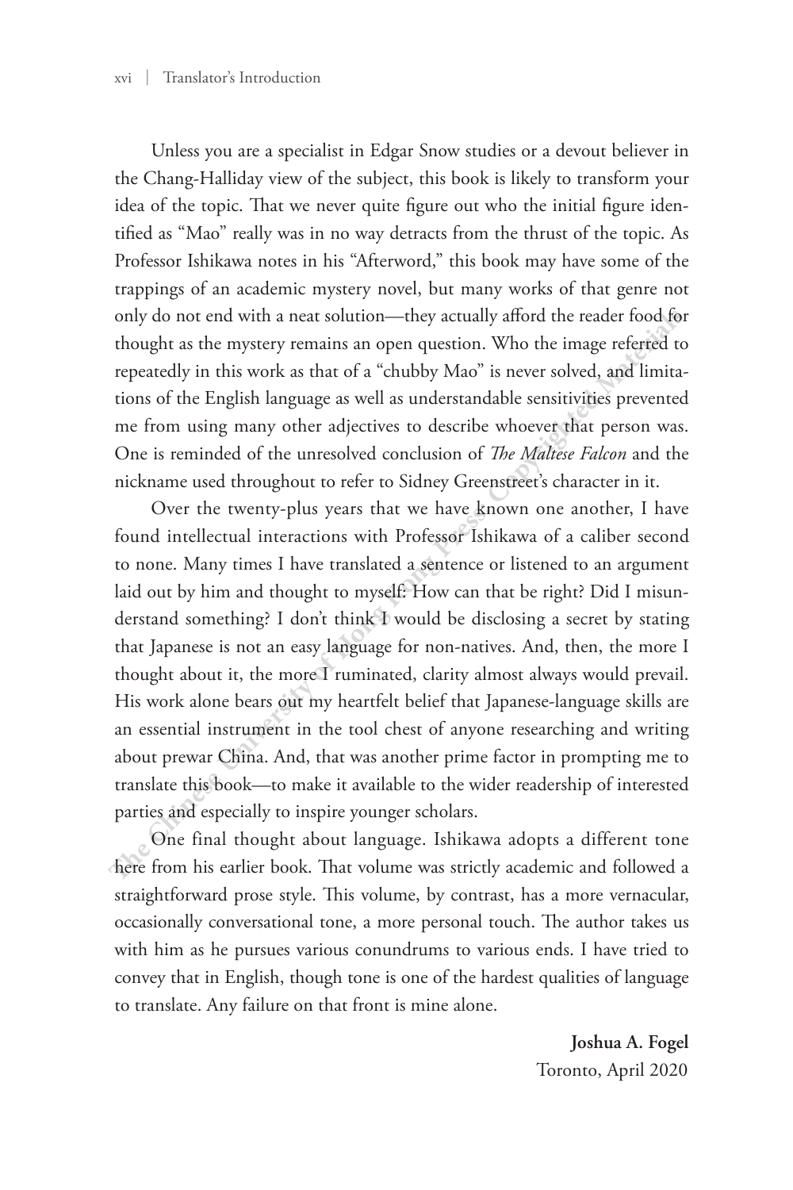Unless you are a specialist in Edgar Snow studies or a devout believer in the Chang-Halliday view of the subject, this book is likely to transform your idea of the topic. That we never quite figure out who the initial figure identified as "Mao" really was in no way detracts from the thrust of the topic. As Professor Ishikawa notes in his "Afterword," this book may have some of the trappings of an academic mystery novel, but many works of that genre not only do not end with a neat solution—they actually afford the reader food for thought as the mystery remains an open question. Who the image referred to repeatedly in this work as that of a "chubby Mao" is never solved, and limitations of the English language as well as understandable sensitivities prevented me from using many other adjectives to describe whoever that person was. One is reminded of the unresolved conclusion of *The Maltese Falcon* and the nickname used throughout to refer to Sidney Greenstreet's character in it.

Over the twenty-plus years that we have known one another, I have found intellectual interactions with Professor Ishikawa of a caliber second to none. Many times I have translated a sentence or listened to an argument laid out by him and thought to myself: How can that be right? Did I misunderstand something? I don't think I would be disclosing a secret by stating that Japanese is not an easy language for non-natives. And, then, the more I thought about it, the more I ruminated, clarity almost always would prevail. His work alone bears out my heartfelt belief that Japanese-language skills are an essential instrument in the tool chest of anyone researching and writing about prewar China. And, that was another prime factor in prompting me to translate this book—to make it available to the wider readership of interested parties and especially to inspire younger scholars.

One final thought about language. Ishikawa adopts a different tone here from his earlier book. That volume was strictly academic and followed a straightforward prose style. This volume, by contrast, has a more vernacular, occasionally conversational tone, a more personal touch. The author takes us with him as he pursues various conundrums to various ends. I have tried to convey that in English, though tone is one of the hardest qualities of language to translate. Any failure on that front is mine alone.

**Joshua A. Fogel**
Toronto, April 2020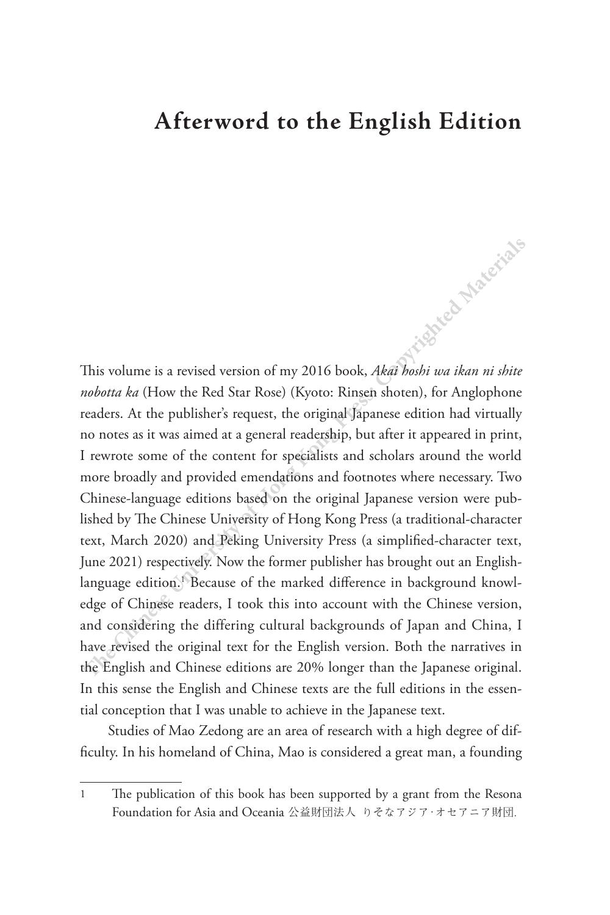# Afterword to the English Edition

This volume is a revised version of my 2016 book, *Akai hoshi wa ikan ni shite nobotta ka* (How the Red Star Rose) (Kyoto: Rinsen shoten), for Anglophone readers. At the publisher's request, the original Japanese edition had virtually no notes as it was aimed at a general readership, but after it appeared in print, I rewrote some of the content for specialists and scholars around the world more broadly and provided emendations and footnotes where necessary. Two Chinese-language editions based on the original Japanese version were published by The Chinese University of Hong Kong Press (a traditional-character text, March 2020) and Peking University Press (a simplified-character text, June 2021) respectively. Now the former publisher has brought out an English-language edition.[1] Because of the marked difference in background knowledge of Chinese readers, I took this into account with the Chinese version, and considering the differing cultural backgrounds of Japan and China, I have revised the original text for the English version. Both the narratives in the English and Chinese editions are 20% longer than the Japanese original. In this sense the English and Chinese texts are the full editions in the essential conception that I was unable to achieve in the Japanese text.

Studies of Mao Zedong are an area of research with a high degree of difficulty. In his homeland of China, Mao is considered a great man, a founding

---

1 The publication of this book has been supported by a grant from the Resona Foundation for Asia and Oceania 公益財団法人 りそなアジア·オセアニア財団.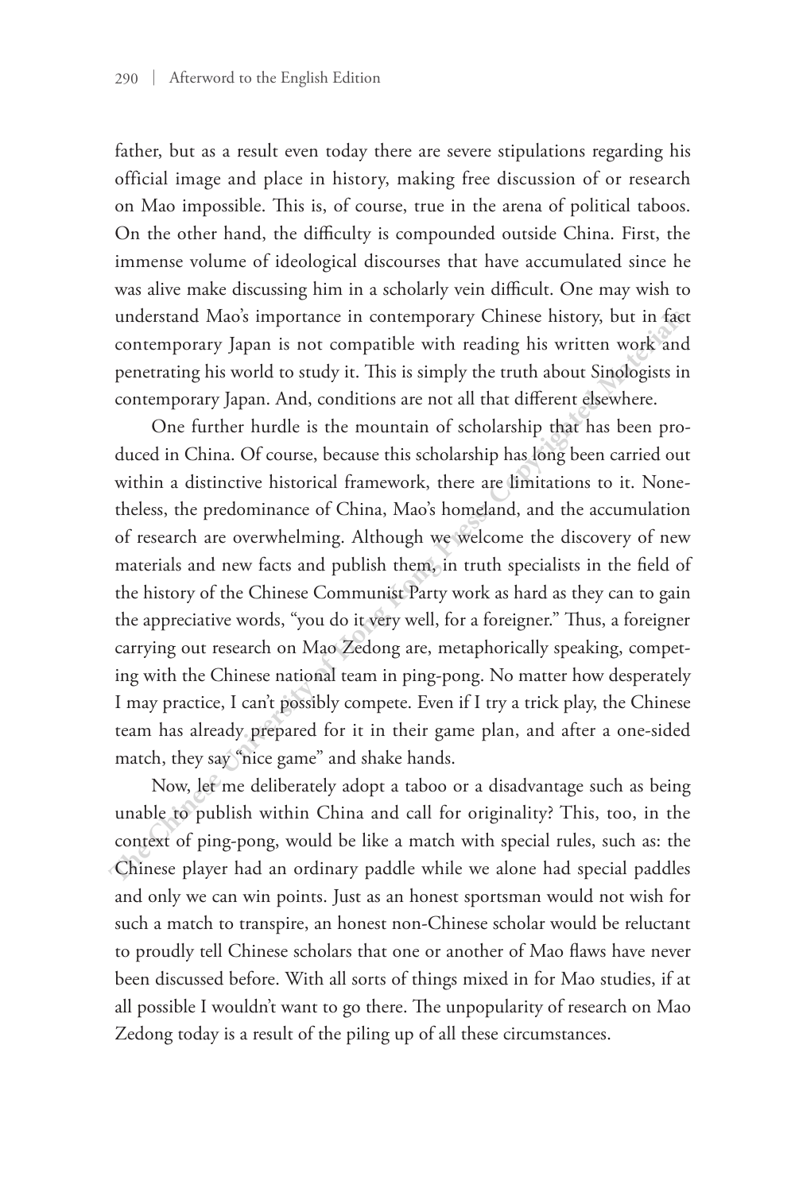father, but as a result even today there are severe stipulations regarding his official image and place in history, making free discussion of or research on Mao impossible. This is, of course, true in the arena of political taboos. On the other hand, the difficulty is compounded outside China. First, the immense volume of ideological discourses that have accumulated since he was alive make discussing him in a scholarly vein difficult. One may wish to understand Mao's importance in contemporary Chinese history, but in fact contemporary Japan is not compatible with reading his written work and penetrating his world to study it. This is simply the truth about Sinologists in contemporary Japan. And, conditions are not all that different elsewhere.

One further hurdle is the mountain of scholarship that has been produced in China. Of course, because this scholarship has long been carried out within a distinctive historical framework, there are limitations to it. Nonetheless, the predominance of China, Mao's homeland, and the accumulation of research are overwhelming. Although we welcome the discovery of new materials and new facts and publish them, in truth specialists in the field of the history of the Chinese Communist Party work as hard as they can to gain the appreciative words, "you do it very well, for a foreigner." Thus, a foreigner carrying out research on Mao Zedong are, metaphorically speaking, competing with the Chinese national team in ping-pong. No matter how desperately I may practice, I can't possibly compete. Even if I try a trick play, the Chinese team has already prepared for it in their game plan, and after a one-sided match, they say "nice game" and shake hands.

Now, let me deliberately adopt a taboo or a disadvantage such as being unable to publish within China and call for originality? This, too, in the context of ping-pong, would be like a match with special rules, such as: the Chinese player had an ordinary paddle while we alone had special paddles and only we can win points. Just as an honest sportsman would not wish for such a match to transpire, an honest non-Chinese scholar would be reluctant to proudly tell Chinese scholars that one or another of Mao flaws have never been discussed before. With all sorts of things mixed in for Mao studies, if at all possible I wouldn't want to go there. The unpopularity of research on Mao Zedong today is a result of the piling up of all these circumstances.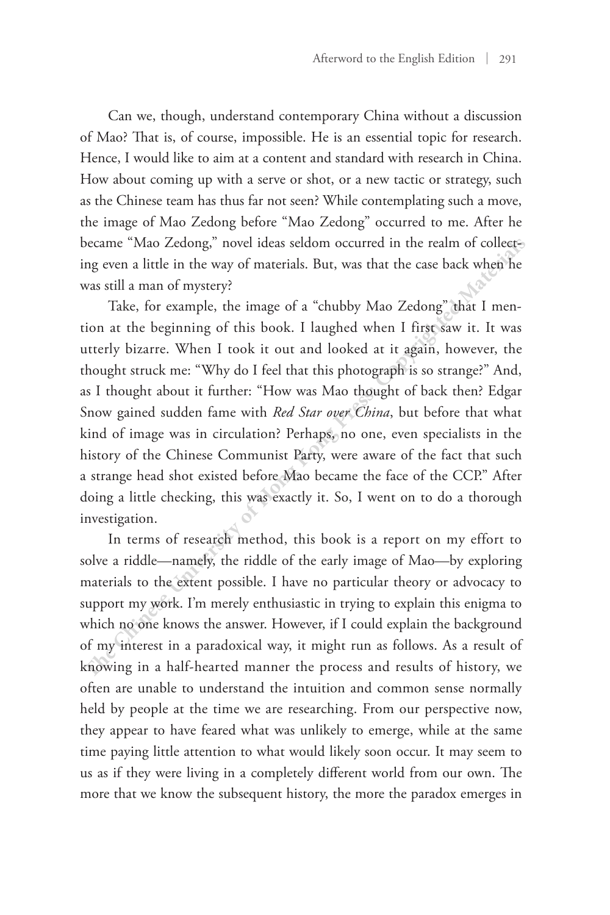Can we, though, understand contemporary China without a discussion of Mao? That is, of course, impossible. He is an essential topic for research. Hence, I would like to aim at a content and standard with research in China. How about coming up with a serve or shot, or a new tactic or strategy, such as the Chinese team has thus far not seen? While contemplating such a move, the image of Mao Zedong before "Mao Zedong" occurred to me. After he became "Mao Zedong," novel ideas seldom occurred in the realm of collecting even a little in the way of materials. But, was that the case back when he was still a man of mystery?

Take, for example, the image of a "chubby Mao Zedong" that I mention at the beginning of this book. I laughed when I first saw it. It was utterly bizarre. When I took it out and looked at it again, however, the thought struck me: "Why do I feel that this photograph is so strange?" And, as I thought about it further: "How was Mao thought of back then? Edgar Snow gained sudden fame with *Red Star over China*, but before that what kind of image was in circulation? Perhaps, no one, even specialists in the history of the Chinese Communist Party, were aware of the fact that such a strange head shot existed before Mao became the face of the CCP." After doing a little checking, this was exactly it. So, I went on to do a thorough investigation.

In terms of research method, this book is a report on my effort to solve a riddle—namely, the riddle of the early image of Mao—by exploring materials to the extent possible. I have no particular theory or advocacy to support my work. I'm merely enthusiastic in trying to explain this enigma to which no one knows the answer. However, if I could explain the background of my interest in a paradoxical way, it might run as follows. As a result of knowing in a half-hearted manner the process and results of history, we often are unable to understand the intuition and common sense normally held by people at the time we are researching. From our perspective now, they appear to have feared what was unlikely to emerge, while at the same time paying little attention to what would likely soon occur. It may seem to us as if they were living in a completely different world from our own. The more that we know the subsequent history, the more the paradox emerges in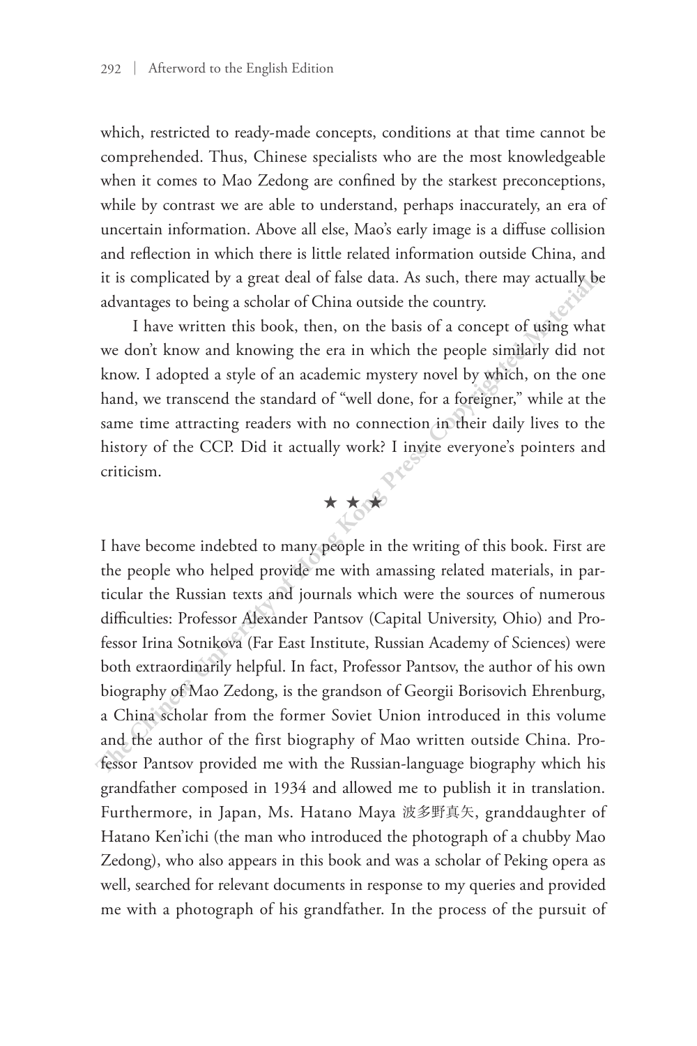which, restricted to ready-made concepts, conditions at that time cannot be comprehended. Thus, Chinese specialists who are the most knowledgeable when it comes to Mao Zedong are confined by the starkest preconceptions, while by contrast we are able to understand, perhaps inaccurately, an era of uncertain information. Above all else, Mao's early image is a diffuse collision and reflection in which there is little related information outside China, and it is complicated by a great deal of false data. As such, there may actually be advantages to being a scholar of China outside the country.

I have written this book, then, on the basis of a concept of using what we don't know and knowing the era in which the people similarly did not know. I adopted a style of an academic mystery novel by which, on the one hand, we transcend the standard of "well done, for a foreigner," while at the same time attracting readers with no connection in their daily lives to the history of the CCP. Did it actually work? I invite everyone's pointers and criticism.

★ ★ ★

I have become indebted to many people in the writing of this book. First are the people who helped provide me with amassing related materials, in particular the Russian texts and journals which were the sources of numerous difficulties: Professor Alexander Pantsov (Capital University, Ohio) and Professor Irina Sotnikova (Far East Institute, Russian Academy of Sciences) were both extraordinarily helpful. In fact, Professor Pantsov, the author of his own biography of Mao Zedong, is the grandson of Georgii Borisovich Ehrenburg, a China scholar from the former Soviet Union introduced in this volume and the author of the first biography of Mao written outside China. Professor Pantsov provided me with the Russian-language biography which his grandfather composed in 1934 and allowed me to publish it in translation. Furthermore, in Japan, Ms. Hatano Maya 波多野真矢, granddaughter of Hatano Ken'ichi (the man who introduced the photograph of a chubby Mao Zedong), who also appears in this book and was a scholar of Peking opera as well, searched for relevant documents in response to my queries and provided me with a photograph of his grandfather. In the process of the pursuit of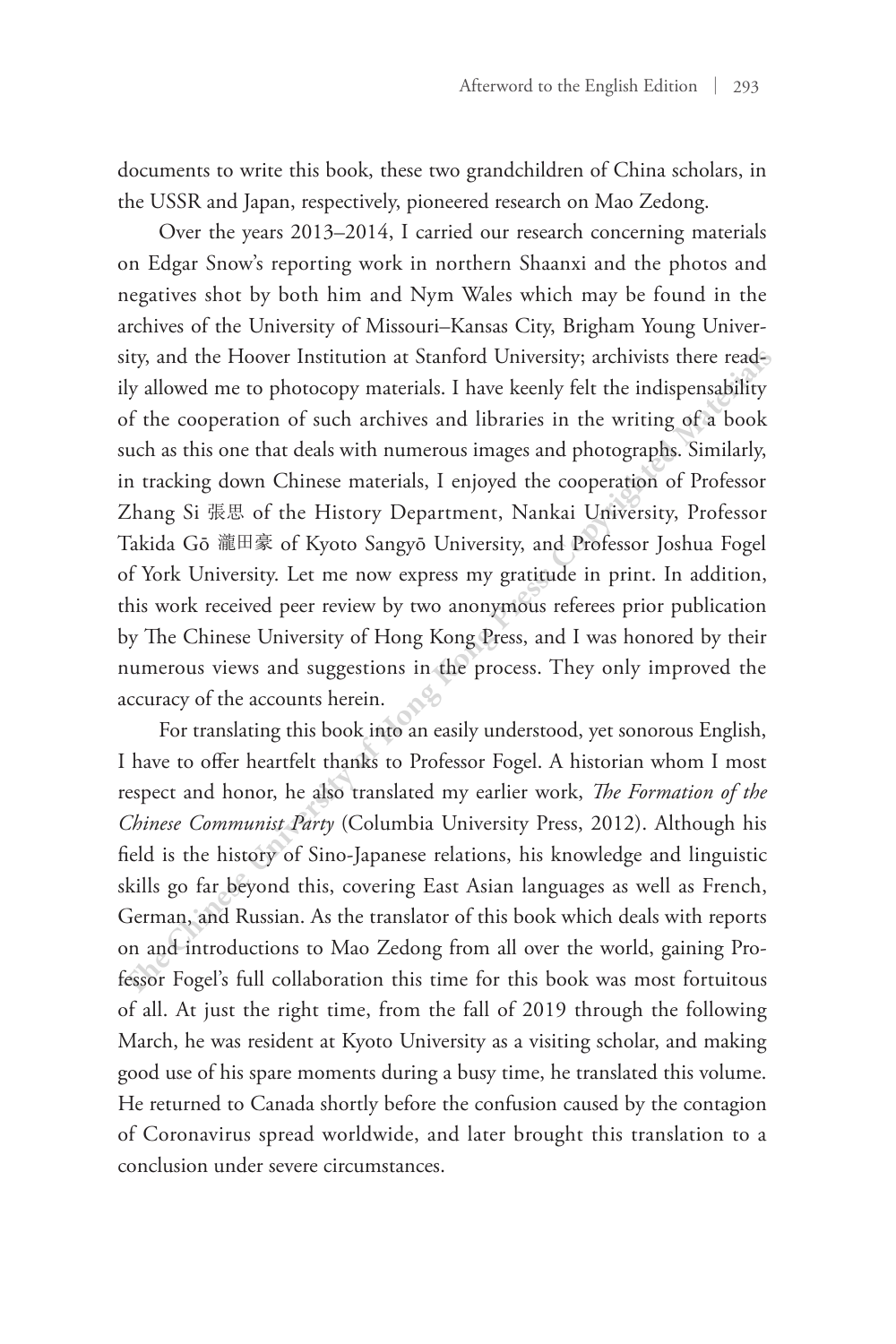documents to write this book, these two grandchildren of China scholars, in the USSR and Japan, respectively, pioneered research on Mao Zedong.

Over the years 2013–2014, I carried our research concerning materials on Edgar Snow's reporting work in northern Shaanxi and the photos and negatives shot by both him and Nym Wales which may be found in the archives of the University of Missouri–Kansas City, Brigham Young University, and the Hoover Institution at Stanford University; archivists there readily allowed me to photocopy materials. I have keenly felt the indispensability of the cooperation of such archives and libraries in the writing of a book such as this one that deals with numerous images and photographs. Similarly, in tracking down Chinese materials, I enjoyed the cooperation of Professor Zhang Si 張思 of the History Department, Nankai University, Professor Takida Gō 瀧田豪 of Kyoto Sangyō University, and Professor Joshua Fogel of York University. Let me now express my gratitude in print. In addition, this work received peer review by two anonymous referees prior publication by The Chinese University of Hong Kong Press, and I was honored by their numerous views and suggestions in the process. They only improved the accuracy of the accounts herein.

For translating this book into an easily understood, yet sonorous English, I have to offer heartfelt thanks to Professor Fogel. A historian whom I most respect and honor, he also translated my earlier work, *The Formation of the Chinese Communist Party* (Columbia University Press, 2012). Although his field is the history of Sino-Japanese relations, his knowledge and linguistic skills go far beyond this, covering East Asian languages as well as French, German, and Russian. As the translator of this book which deals with reports on and introductions to Mao Zedong from all over the world, gaining Professor Fogel's full collaboration this time for this book was most fortuitous of all. At just the right time, from the fall of 2019 through the following March, he was resident at Kyoto University as a visiting scholar, and making good use of his spare moments during a busy time, he translated this volume. He returned to Canada shortly before the confusion caused by the contagion of Coronavirus spread worldwide, and later brought this translation to a conclusion under severe circumstances.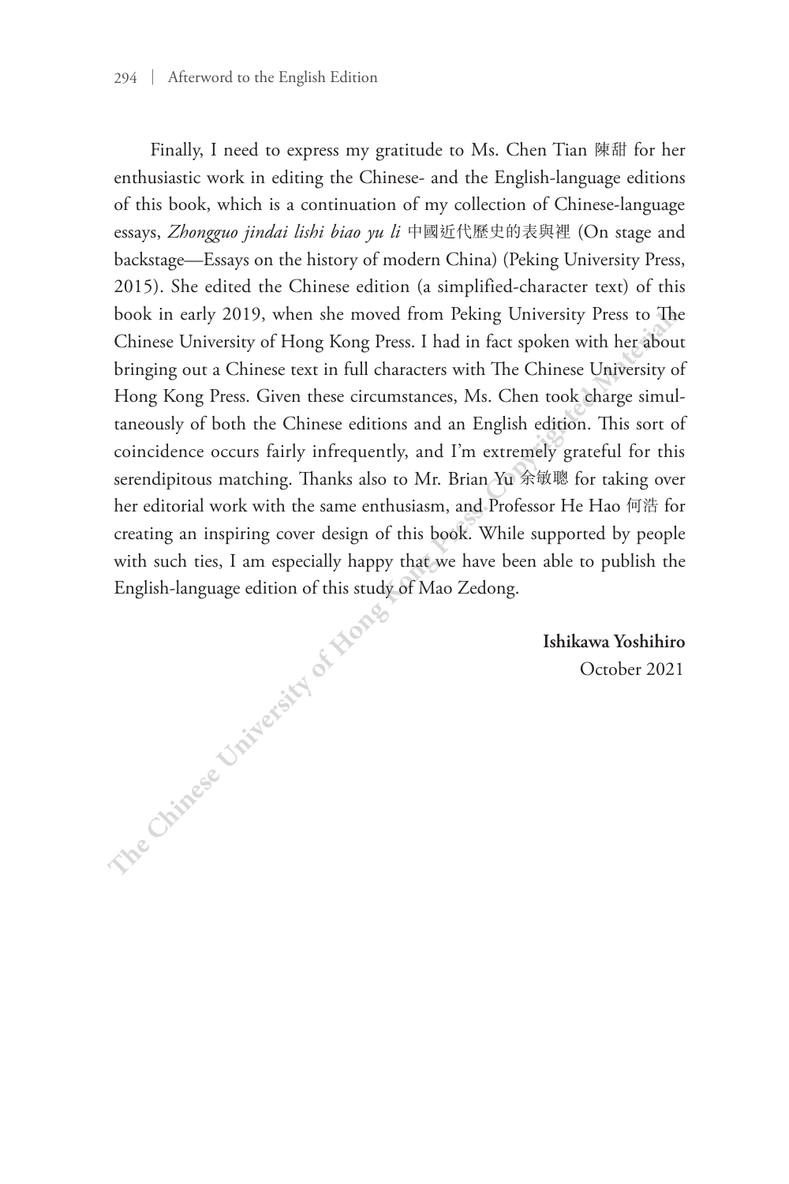Finally, I need to express my gratitude to Ms. Chen Tian 陳甜 for her enthusiastic work in editing the Chinese- and the English-language editions of this book, which is a continuation of my collection of Chinese-language essays, *Zhongguo jindai lishi biao yu li* 中國近代歷史的表與裡 (On stage and backstage—Essays on the history of modern China) (Peking University Press, 2015). She edited the Chinese edition (a simplified-character text) of this book in early 2019, when she moved from Peking University Press to The Chinese University of Hong Kong Press. I had in fact spoken with her about bringing out a Chinese text in full characters with The Chinese University of Hong Kong Press. Given these circumstances, Ms. Chen took charge simultaneously of both the Chinese editions and an English edition. This sort of coincidence occurs fairly infrequently, and I'm extremely grateful for this serendipitous matching. Thanks also to Mr. Brian Yu 余敏聰 for taking over her editorial work with the same enthusiasm, and Professor He Hao 何浩 for creating an inspiring cover design of this book. While supported by people with such ties, I am especially happy that we have been able to publish the English-language edition of this study of Mao Zedong.

**Ishikawa Yoshihiro**
October 2021